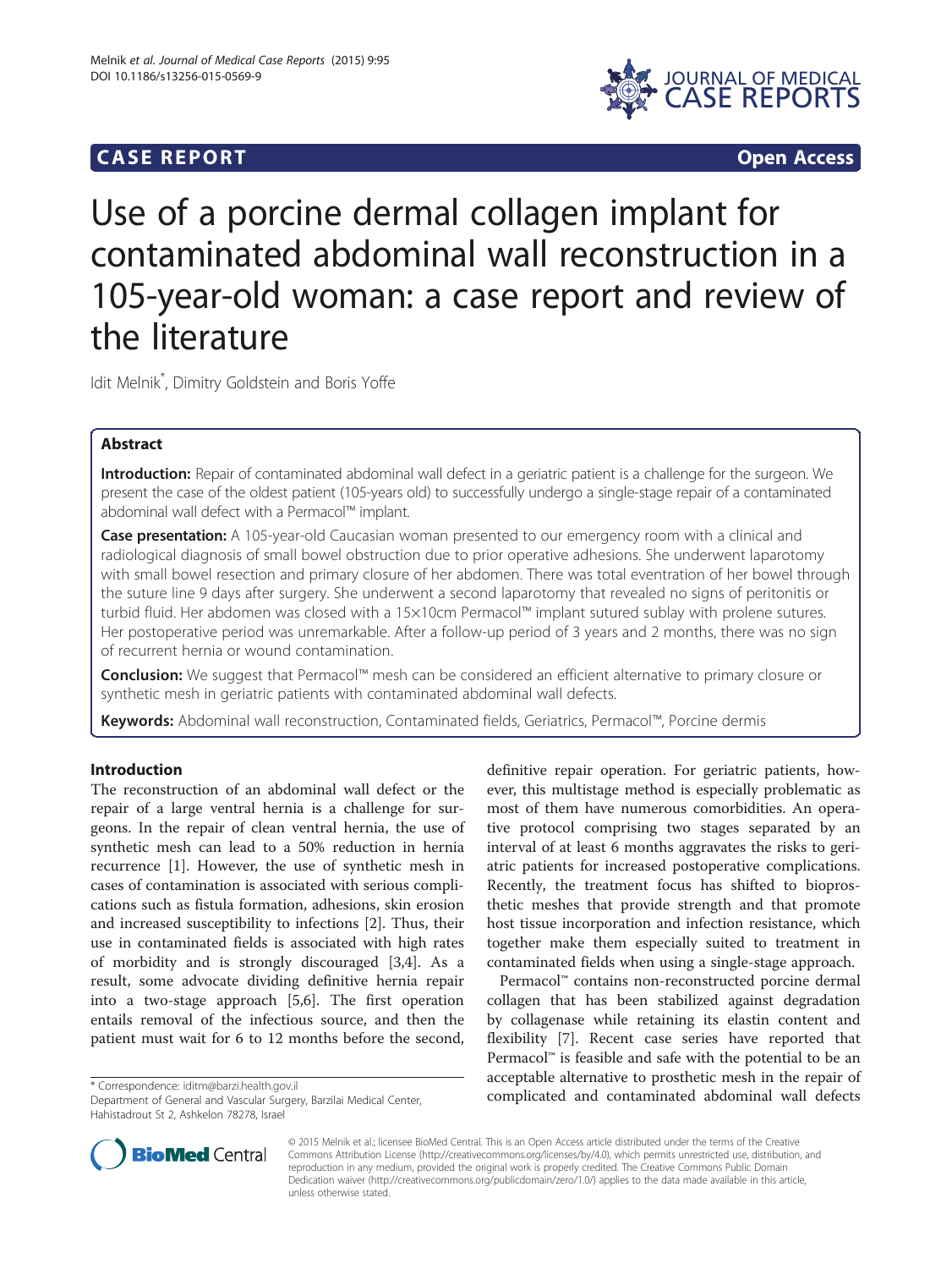**CASE REPORT** **Open Access**

# Use of a porcine dermal collagen implant for contaminated abdominal wall reconstruction in a 105-year-old woman: a case report and review of the literature

Idit Melnik*, Dimitry Goldstein and Boris Yoffe

## Abstract

**Introduction:** Repair of contaminated abdominal wall defect in a geriatric patient is a challenge for the surgeon. We present the case of the oldest patient (105-years old) to successfully undergo a single-stage repair of a contaminated abdominal wall defect with a Permacol™ implant.

**Case presentation:** A 105-year-old Caucasian woman presented to our emergency room with a clinical and radiological diagnosis of small bowel obstruction due to prior operative adhesions. She underwent laparotomy with small bowel resection and primary closure of her abdomen. There was total eventration of her bowel through the suture line 9 days after surgery. She underwent a second laparotomy that revealed no signs of peritonitis or turbid fluid. Her abdomen was closed with a 15×10cm Permacol™ implant sutured sublay with prolene sutures. Her postoperative period was unremarkable. After a follow-up period of 3 years and 2 months, there was no sign of recurrent hernia or wound contamination.

**Conclusion:** We suggest that Permacol™ mesh can be considered an efficient alternative to primary closure or synthetic mesh in geriatric patients with contaminated abdominal wall defects.

**Keywords:** Abdominal wall reconstruction, Contaminated fields, Geriatrics, Permacol™, Porcine dermis

## Introduction

The reconstruction of an abdominal wall defect or the repair of a large ventral hernia is a challenge for surgeons. In the repair of clean ventral hernia, the use of synthetic mesh can lead to a 50% reduction in hernia recurrence [1]. However, the use of synthetic mesh in cases of contamination is associated with serious complications such as fistula formation, adhesions, skin erosion and increased susceptibility to infections [2]. Thus, their use in contaminated fields is associated with high rates of morbidity and is strongly discouraged [3,4]. As a result, some advocate dividing definitive hernia repair into a two-stage approach [5,6]. The first operation entails removal of the infectious source, and then the patient must wait for 6 to 12 months before the second, definitive repair operation. For geriatric patients, however, this multistage method is especially problematic as most of them have numerous comorbidities. An operative protocol comprising two stages separated by an interval of at least 6 months aggravates the risks to geriatric patients for increased postoperative complications. Recently, the treatment focus has shifted to bioprosthetic meshes that provide strength and that promote host tissue incorporation and infection resistance, which together make them especially suited to treatment in contaminated fields when using a single-stage approach.

Permacol™ contains non-reconstructed porcine dermal collagen that has been stabilized against degradation by collagenase while retaining its elastin content and flexibility [7]. Recent case series have reported that Permacol™ is feasible and safe with the potential to be an acceptable alternative to prosthetic mesh in the repair of complicated and contaminated abdominal wall defects

\* Correspondence: iditm@barzi.health.gov.il
Department of General and Vascular Surgery, Barzilai Medical Center, Hahistadrout St 2, Ashkelon 78278, Israel

© 2015 Melnik et al.; licensee BioMed Central. This is an Open Access article distributed under the terms of the Creative Commons Attribution License (http://creativecommons.org/licenses/by/4.0), which permits unrestricted use, distribution, and reproduction in any medium, provided the original work is properly credited. The Creative Commons Public Domain Dedication waiver (http://creativecommons.org/publicdomain/zero/1.0/) applies to the data made available in this article, unless otherwise stated.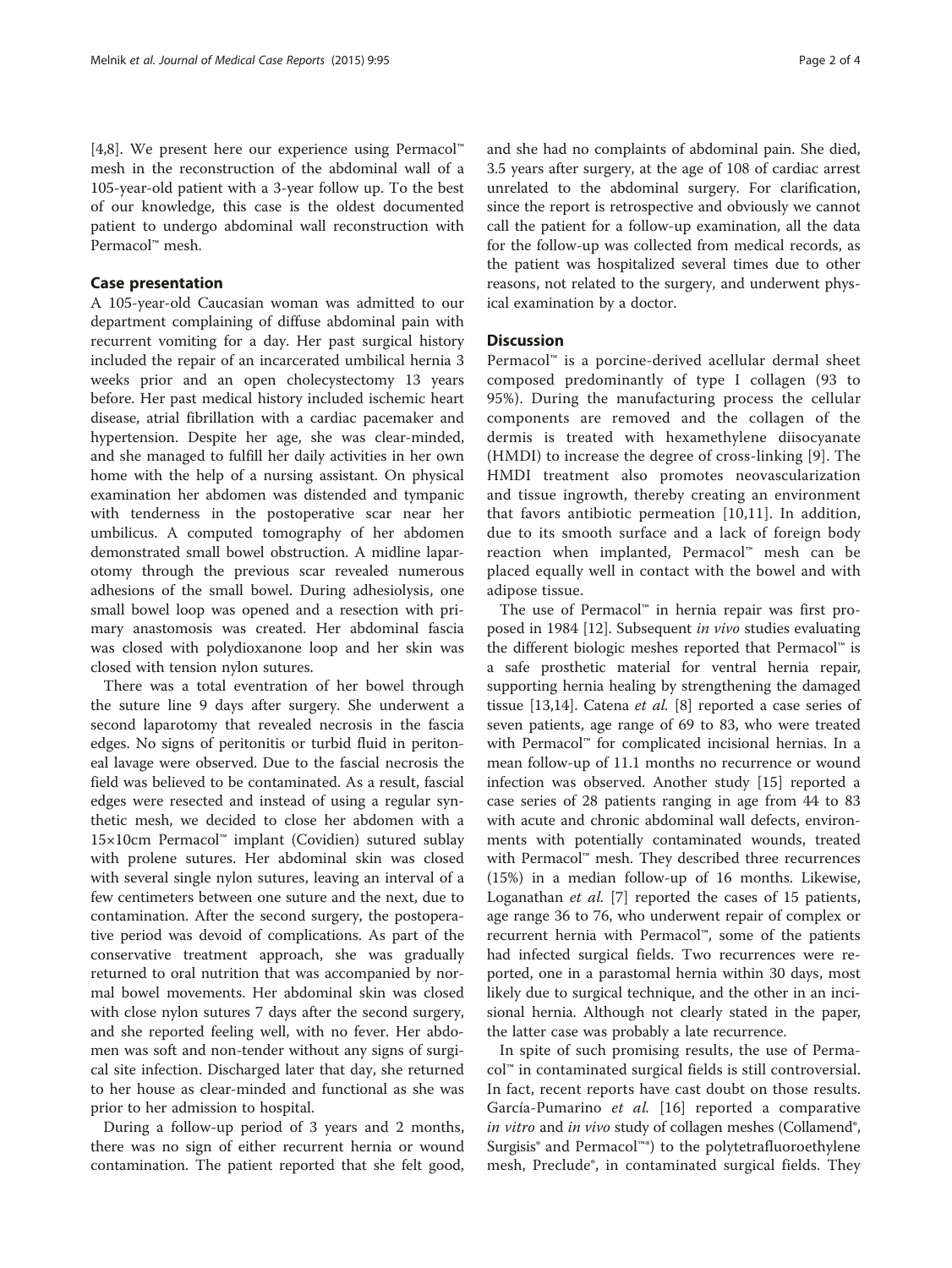[4,8]. We present here our experience using Permacol™ mesh in the reconstruction of the abdominal wall of a 105-year-old patient with a 3-year follow up. To the best of our knowledge, this case is the oldest documented patient to undergo abdominal wall reconstruction with Permacol™ mesh.

## Case presentation

A 105-year-old Caucasian woman was admitted to our department complaining of diffuse abdominal pain with recurrent vomiting for a day. Her past surgical history included the repair of an incarcerated umbilical hernia 3 weeks prior and an open cholecystectomy 13 years before. Her past medical history included ischemic heart disease, atrial fibrillation with a cardiac pacemaker and hypertension. Despite her age, she was clear-minded, and she managed to fulfill her daily activities in her own home with the help of a nursing assistant. On physical examination her abdomen was distended and tympanic with tenderness in the postoperative scar near her umbilicus. A computed tomography of her abdomen demonstrated small bowel obstruction. A midline laparotomy through the previous scar revealed numerous adhesions of the small bowel. During adhesiolysis, one small bowel loop was opened and a resection with primary anastomosis was created. Her abdominal fascia was closed with polydioxanone loop and her skin was closed with tension nylon sutures.

There was a total eventration of her bowel through the suture line 9 days after surgery. She underwent a second laparotomy that revealed necrosis in the fascia edges. No signs of peritonitis or turbid fluid in peritoneal lavage were observed. Due to the fascial necrosis the field was believed to be contaminated. As a result, fascial edges were resected and instead of using a regular synthetic mesh, we decided to close her abdomen with a 15×10cm Permacol™ implant (Covidien) sutured sublay with prolene sutures. Her abdominal skin was closed with several single nylon sutures, leaving an interval of a few centimeters between one suture and the next, due to contamination. After the second surgery, the postoperative period was devoid of complications. As part of the conservative treatment approach, she was gradually returned to oral nutrition that was accompanied by normal bowel movements. Her abdominal skin was closed with close nylon sutures 7 days after the second surgery, and she reported feeling well, with no fever. Her abdomen was soft and non-tender without any signs of surgical site infection. Discharged later that day, she returned to her house as clear-minded and functional as she was prior to her admission to hospital.

During a follow-up period of 3 years and 2 months, there was no sign of either recurrent hernia or wound contamination. The patient reported that she felt good, and she had no complaints of abdominal pain. She died, 3.5 years after surgery, at the age of 108 of cardiac arrest unrelated to the abdominal surgery. For clarification, since the report is retrospective and obviously we cannot call the patient for a follow-up examination, all the data for the follow-up was collected from medical records, as the patient was hospitalized several times due to other reasons, not related to the surgery, and underwent physical examination by a doctor.

## Discussion

Permacol™ is a porcine-derived acellular dermal sheet composed predominantly of type I collagen (93 to 95%). During the manufacturing process the cellular components are removed and the collagen of the dermis is treated with hexamethylene diisocyanate (HMDI) to increase the degree of cross-linking [9]. The HMDI treatment also promotes neovascularization and tissue ingrowth, thereby creating an environment that favors antibiotic permeation [10,11]. In addition, due to its smooth surface and a lack of foreign body reaction when implanted, Permacol™ mesh can be placed equally well in contact with the bowel and with adipose tissue.

The use of Permacol™ in hernia repair was first proposed in 1984 [12]. Subsequent *in vivo* studies evaluating the different biologic meshes reported that Permacol™ is a safe prosthetic material for ventral hernia repair, supporting hernia healing by strengthening the damaged tissue [13,14]. Catena *et al.* [8] reported a case series of seven patients, age range of 69 to 83, who were treated with Permacol™ for complicated incisional hernias. In a mean follow-up of 11.1 months no recurrence or wound infection was observed. Another study [15] reported a case series of 28 patients ranging in age from 44 to 83 with acute and chronic abdominal wall defects, environments with potentially contaminated wounds, treated with Permacol™ mesh. They described three recurrences (15%) in a median follow-up of 16 months. Likewise, Loganathan *et al.* [7] reported the cases of 15 patients, age range 36 to 76, who underwent repair of complex or recurrent hernia with Permacol™, some of the patients had infected surgical fields. Two recurrences were reported, one in a parastomal hernia within 30 days, most likely due to surgical technique, and the other in an incisional hernia. Although not clearly stated in the paper, the latter case was probably a late recurrence.

In spite of such promising results, the use of Permacol™ in contaminated surgical fields is still controversial. In fact, recent reports have cast doubt on those results. García-Pumarino *et al.* [16] reported a comparative *in vitro* and *in vivo* study of collagen meshes (Collamend®, Surgisis® and Permacol™®) to the polytetrafluoroethylene mesh, Preclude®, in contaminated surgical fields. They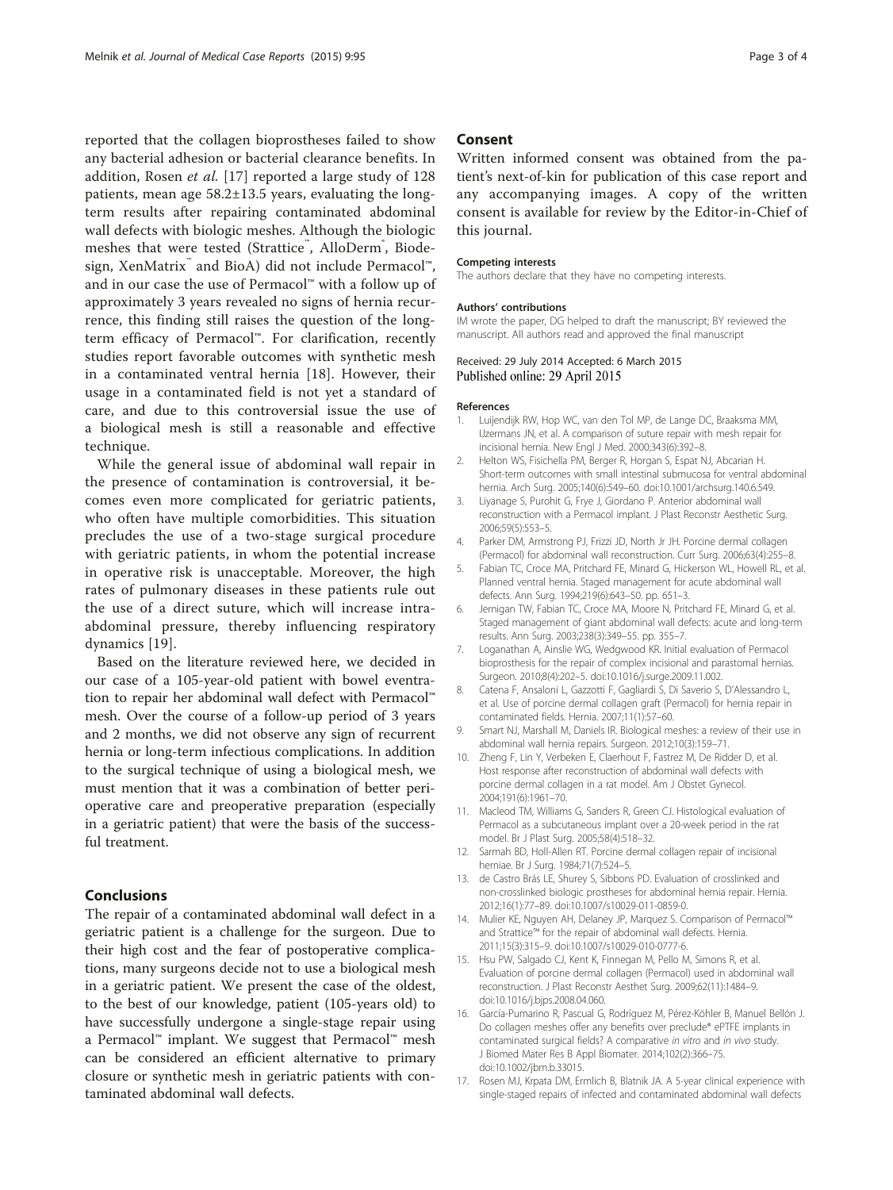reported that the collagen bioprostheses failed to show any bacterial adhesion or bacterial clearance benefits. In addition, Rosen *et al.* [17] reported a large study of 128 patients, mean age 58.2±13.5 years, evaluating the long-term results after repairing contaminated abdominal wall defects with biologic meshes. Although the biologic meshes that were tested (Strattice™, AlloDerm®, Biodesign, XenMatrix™ and BioA) did not include Permacol™, and in our case the use of Permacol™ with a follow up of approximately 3 years revealed no signs of hernia recurrence, this finding still raises the question of the long-term efficacy of Permacol™. For clarification, recently studies report favorable outcomes with synthetic mesh in a contaminated ventral hernia [18]. However, their usage in a contaminated field is not yet a standard of care, and due to this controversial issue the use of a biological mesh is still a reasonable and effective technique.

While the general issue of abdominal wall repair in the presence of contamination is controversial, it becomes even more complicated for geriatric patients, who often have multiple comorbidities. This situation precludes the use of a two-stage surgical procedure with geriatric patients, in whom the potential increase in operative risk is unacceptable. Moreover, the high rates of pulmonary diseases in these patients rule out the use of a direct suture, which will increase intra-abdominal pressure, thereby influencing respiratory dynamics [19].

Based on the literature reviewed here, we decided in our case of a 105-year-old patient with bowel eventration to repair her abdominal wall defect with Permacol™ mesh. Over the course of a follow-up period of 3 years and 2 months, we did not observe any sign of recurrent hernia or long-term infectious complications. In addition to the surgical technique of using a biological mesh, we must mention that it was a combination of better peri-operative care and preoperative preparation (especially in a geriatric patient) that were the basis of the successful treatment.

## Conclusions

The repair of a contaminated abdominal wall defect in a geriatric patient is a challenge for the surgeon. Due to their high cost and the fear of postoperative complications, many surgeons decide not to use a biological mesh in a geriatric patient. We present the case of the oldest, to the best of our knowledge, patient (105-years old) to have successfully undergone a single-stage repair using a Permacol™ implant. We suggest that Permacol™ mesh can be considered an efficient alternative to primary closure or synthetic mesh in geriatric patients with contaminated abdominal wall defects.

## Consent

Written informed consent was obtained from the patient's next-of-kin for publication of this case report and any accompanying images. A copy of the written consent is available for review by the Editor-in-Chief of this journal.

#### Competing interests

The authors declare that they have no competing interests.

#### Authors' contributions

IM wrote the paper, DG helped to draft the manuscript; BY reviewed the manuscript. All authors read and approved the final manuscript

Received: 29 July 2014 Accepted: 6 March 2015
Published online: 29 April 2015

#### References

1. Luijendijk RW, Hop WC, van den Tol MP, de Lange DC, Braaksma MM, IJzermans JN, et al. A comparison of suture repair with mesh repair for incisional hernia. New Engl J Med. 2000;343(6):392–8.
2. Helton WS, Fisichella PM, Berger R, Horgan S, Espat NJ, Abcarian H. Short-term outcomes with small intestinal submucosa for ventral abdominal hernia. Arch Surg. 2005;140(6):549–60. doi:10.1001/archsurg.140.6.549.
3. Liyanage S, Purohit G, Frye J, Giordano P. Anterior abdominal wall reconstruction with a Permacol implant. J Plast Reconstr Aesthetic Surg. 2006;59(5):553–5.
4. Parker DM, Armstrong PJ, Frizzi JD, North Jr JH. Porcine dermal collagen (Permacol) for abdominal wall reconstruction. Curr Surg. 2006;63(4):255–8.
5. Fabian TC, Croce MA, Pritchard FE, Minard G, Hickerson WL, Howell RL, et al. Planned ventral hernia. Staged management for acute abdominal wall defects. Ann Surg. 1994;219(6):643–50. pp. 651–3.
6. Jernigan TW, Fabian TC, Croce MA, Moore N, Pritchard FE, Minard G, et al. Staged management of giant abdominal wall defects: acute and long-term results. Ann Surg. 2003;238(3):349–55. pp. 355–7.
7. Loganathan A, Ainslie WG, Wedgwood KR. Initial evaluation of Permacol bioprosthesis for the repair of complex incisional and parastomal hernias. Surgeon. 2010;8(4):202–5. doi:10.1016/j.surge.2009.11.002.
8. Catena F, Ansaloni L, Gazzotti F, Gagliardi S, Di Saverio S, D'Alessandro L, et al. Use of porcine dermal collagen graft (Permacol) for hernia repair in contaminated fields. Hernia. 2007;11(1):57–60.
9. Smart NJ, Marshall M, Daniels IR. Biological meshes: a review of their use in abdominal wall hernia repairs. Surgeon. 2012;10(3):159–71.
10. Zheng F, Lin Y, Verbeken E, Claerhout F, Fastrez M, De Ridder D, et al. Host response after reconstruction of abdominal wall defects with porcine dermal collagen in a rat model. Am J Obstet Gynecol. 2004;191(6):1961–70.
11. Macleod TM, Williams G, Sanders R, Green CJ. Histological evaluation of Permacol as a subcutaneous implant over a 20-week period in the rat model. Br J Plast Surg. 2005;58(4):518–32.
12. Sarmah BD, Holl-Allen RT. Porcine dermal collagen repair of incisional herniae. Br J Surg. 1984;71(7):524–5.
13. de Castro Brás LE, Shurey S, Sibbons PD. Evaluation of crosslinked and non-crosslinked biologic prostheses for abdominal hernia repair. Hernia. 2012;16(1):77–89. doi:10.1007/s10029-011-0859-0.
14. Mulier KE, Nguyen AH, Delaney JP, Marquez S. Comparison of Permacol™ and Strattice™ for the repair of abdominal wall defects. Hernia. 2011;15(3):315–9. doi:10.1007/s10029-010-0777-6.
15. Hsu PW, Salgado CJ, Kent K, Finnegan M, Pello M, Simons R, et al. Evaluation of porcine dermal collagen (Permacol) used in abdominal wall reconstruction. J Plast Reconstr Aesthet Surg. 2009;62(11):1484–9. doi:10.1016/j.bjps.2008.04.060.
16. García-Pumarino R, Pascual G, Rodríguez M, Pérez-Köhler B, Manuel Bellón J. Do collagen meshes offer any benefits over preclude® ePTFE implants in contaminated surgical fields? A comparative *in vitro* and *in vivo* study. J Biomed Mater Res B Appl Biomater. 2014;102(2):366–75. doi:10.1002/jbm.b.33015.
17. Rosen MJ, Krpata DM, Ermlich B, Blatnik JA. A 5-year clinical experience with single-staged repairs of infected and contaminated abdominal wall defects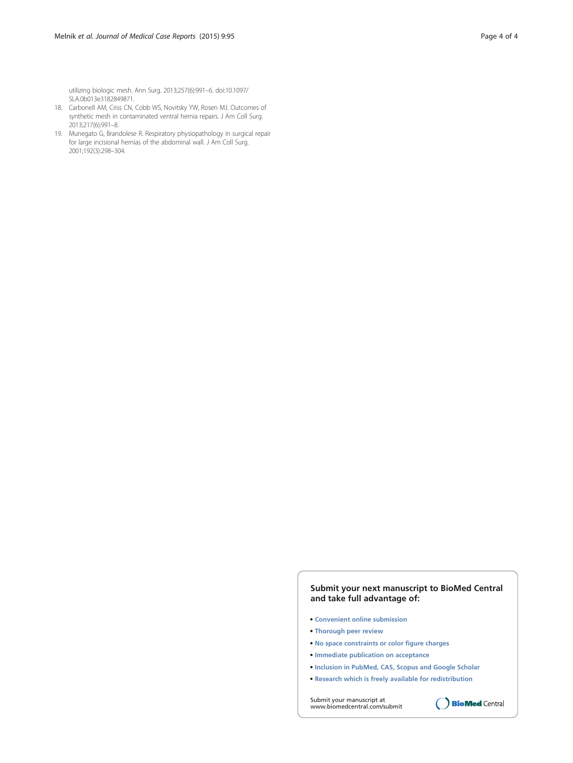utilizing biologic mesh. Ann Surg. 2013;257(6):991–6. doi:10.1097/SLA.0b013e3182849871.

18. Carbonell AM, Criss CN, Cobb WS, Novitsky YW, Rosen MJ. Outcomes of synthetic mesh in contaminated ventral hernia repairs. J Am Coll Surg. 2013;217(6):991–8.
19. Munegato G, Brandolese R. Respiratory physiopathology in surgical repair for large incisional hernias of the abdominal wall. J Am Coll Surg. 2001;192(3):298–304.

**Submit your next manuscript to BioMed Central and take full advantage of:**

- **Convenient online submission**
- **Thorough peer review**
- **No space constraints or color figure charges**
- **Immediate publication on acceptance**
- **Inclusion in PubMed, CAS, Scopus and Google Scholar**
- **Research which is freely available for redistribution**

Submit your manuscript at
www.biomedcentral.com/submit

BioMed Central